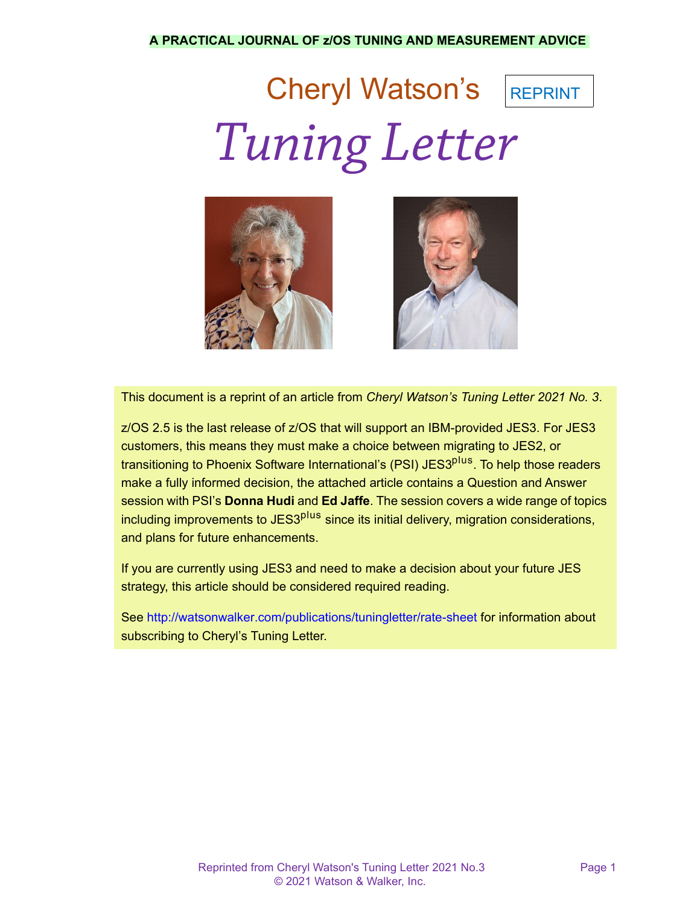**A PRACTICAL JOURNAL OF z/OS TUNING AND MEASUREMENT ADVICE**

# Cheryl Watson's *Tuning Letter*

REPRINT

This document is a reprint of an article from *Cheryl Watson's Tuning Letter 2021 No. 3*.

z/OS 2.5 is the last release of z/OS that will support an IBM-provided JES3. For JES3 customers, this means they must make a choice between migrating to JES2, or transitioning to Phoenix Software International's (PSI) JES3[plus]. To help those readers make a fully informed decision, the attached article contains a Question and Answer session with PSI's **Donna Hudi** and **Ed Jaffe**. The session covers a wide range of topics including improvements to JES3[plus] since its initial delivery, migration considerations, and plans for future enhancements.

If you are currently using JES3 and need to make a decision about your future JES strategy, this article should be considered required reading.

See http://watsonwalker.com/publications/tuningletter/rate-sheet for information about subscribing to Cheryl's Tuning Letter.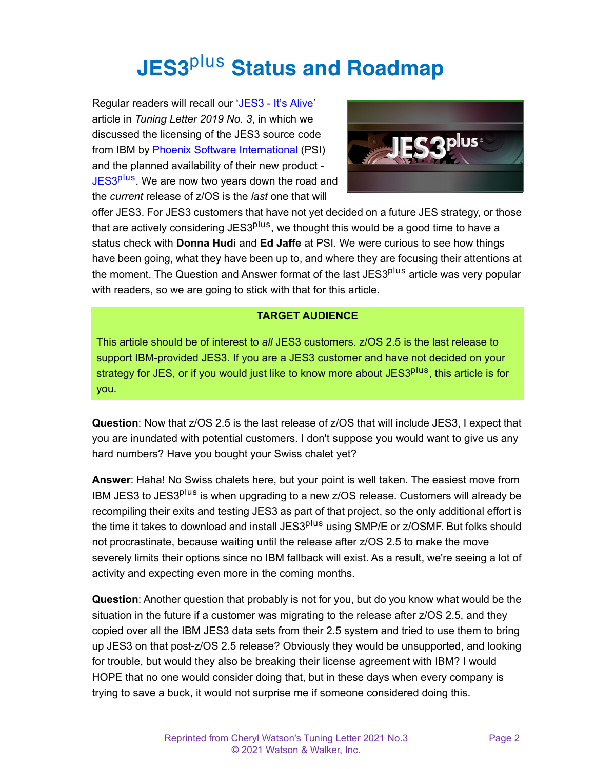# JES3$^{plus}$ Status and Roadmap

Regular readers will recall our 'JES3 - It's Alive' article in *Tuning Letter 2019 No. 3*, in which we discussed the licensing of the JES3 source code from IBM by Phoenix Software International (PSI) and the planned availability of their new product - JES3$^{plus}$. We are now two years down the road and the *current* release of z/OS is the *last* one that will offer JES3. For JES3 customers that have not yet decided on a future JES strategy, or those that are actively considering JES3$^{plus}$, we thought this would be a good time to have a status check with **Donna Hudi** and **Ed Jaffe** at PSI. We were curious to see how things have been going, what they have been up to, and where they are focusing their attentions at the moment. The Question and Answer format of the last JES3$^{plus}$ article was very popular with readers, so we are going to stick with that for this article.

**TARGET AUDIENCE**

This article should be of interest to *all* JES3 customers. z/OS 2.5 is the last release to support IBM-provided JES3. If you are a JES3 customer and have not decided on your strategy for JES, or if you would just like to know more about JES3$^{plus}$, this article is for you.

**Question**: Now that z/OS 2.5 is the last release of z/OS that will include JES3, I expect that you are inundated with potential customers. I don't suppose you would want to give us any hard numbers? Have you bought your Swiss chalet yet?

**Answer**: Haha! No Swiss chalets here, but your point is well taken. The easiest move from IBM JES3 to JES3$^{plus}$ is when upgrading to a new z/OS release. Customers will already be recompiling their exits and testing JES3 as part of that project, so the only additional effort is the time it takes to download and install JES3$^{plus}$ using SMP/E or z/OSMF. But folks should not procrastinate, because waiting until the release after z/OS 2.5 to make the move severely limits their options since no IBM fallback will exist. As a result, we're seeing a lot of activity and expecting even more in the coming months.

**Question**: Another question that probably is not for you, but do you know what would be the situation in the future if a customer was migrating to the release after z/OS 2.5, and they copied over all the IBM JES3 data sets from their 2.5 system and tried to use them to bring up JES3 on that post-z/OS 2.5 release? Obviously they would be unsupported, and looking for trouble, but would they also be breaking their license agreement with IBM? I would HOPE that no one would consider doing that, but in these days when every company is trying to save a buck, it would not surprise me if someone considered doing this.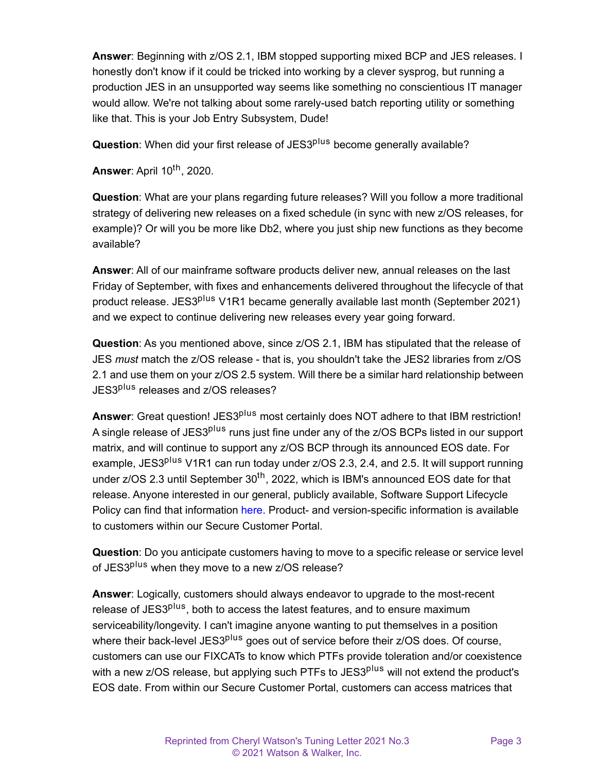**Answer**: Beginning with z/OS 2.1, IBM stopped supporting mixed BCP and JES releases. I honestly don't know if it could be tricked into working by a clever sysprog, but running a production JES in an unsupported way seems like something no conscientious IT manager would allow. We're not talking about some rarely-used batch reporting utility or something like that. This is your Job Entry Subsystem, Dude!

**Question**: When did your first release of JES3$^{plus}$ become generally available?

**Answer**: April 10$^{th}$, 2020.

**Question**: What are your plans regarding future releases? Will you follow a more traditional strategy of delivering new releases on a fixed schedule (in sync with new z/OS releases, for example)? Or will you be more like Db2, where you just ship new functions as they become available?

**Answer**: All of our mainframe software products deliver new, annual releases on the last Friday of September, with fixes and enhancements delivered throughout the lifecycle of that product release. JES3$^{plus}$ V1R1 became generally available last month (September 2021) and we expect to continue delivering new releases every year going forward.

**Question**: As you mentioned above, since z/OS 2.1, IBM has stipulated that the release of JES *must* match the z/OS release - that is, you shouldn't take the JES2 libraries from z/OS 2.1 and use them on your z/OS 2.5 system. Will there be a similar hard relationship between JES3$^{plus}$ releases and z/OS releases?

**Answer**: Great question! JES3$^{plus}$ most certainly does NOT adhere to that IBM restriction! A single release of JES3$^{plus}$ runs just fine under any of the z/OS BCPs listed in our support matrix, and will continue to support any z/OS BCP through its announced EOS date. For example, JES3$^{plus}$ V1R1 can run today under z/OS 2.3, 2.4, and 2.5. It will support running under z/OS 2.3 until September 30$^{th}$, 2022, which is IBM's announced EOS date for that release. Anyone interested in our general, publicly available, Software Support Lifecycle Policy can find that information here. Product- and version-specific information is available to customers within our Secure Customer Portal.

**Question**: Do you anticipate customers having to move to a specific release or service level of JES3$^{plus}$ when they move to a new z/OS release?

**Answer**: Logically, customers should always endeavor to upgrade to the most-recent release of JES3$^{plus}$, both to access the latest features, and to ensure maximum serviceability/longevity. I can't imagine anyone wanting to put themselves in a position where their back-level JES3$^{plus}$ goes out of service before their z/OS does. Of course, customers can use our FIXCATs to know which PTFs provide toleration and/or coexistence with a new z/OS release, but applying such PTFs to JES3$^{plus}$ will not extend the product's EOS date. From within our Secure Customer Portal, customers can access matrices that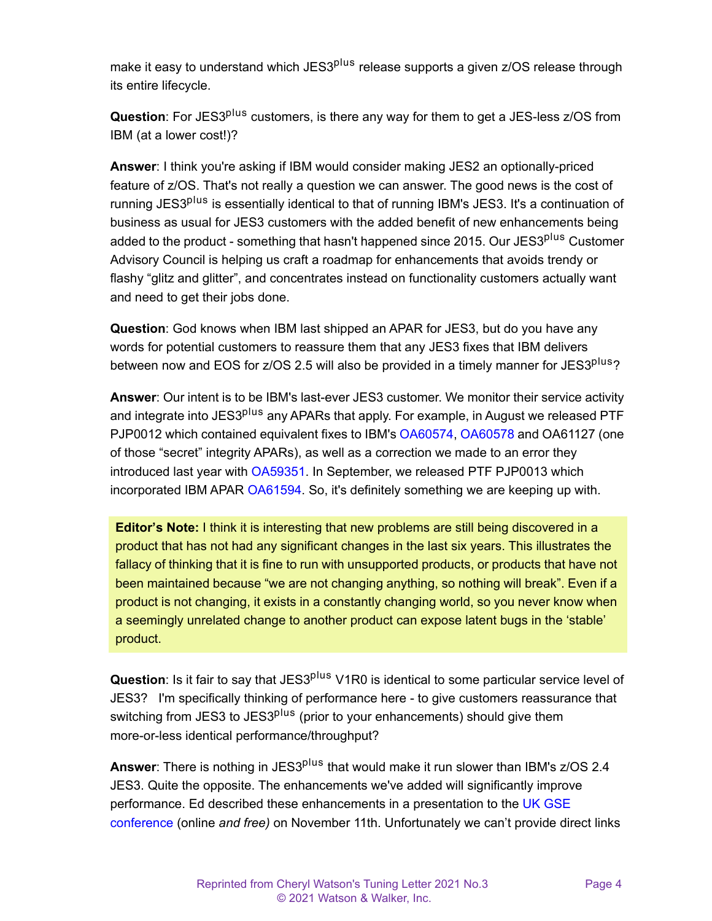make it easy to understand which JES3$^{plus}$ release supports a given z/OS release through its entire lifecycle.

**Question**: For JES3$^{plus}$ customers, is there any way for them to get a JES-less z/OS from IBM (at a lower cost!)?

**Answer**: I think you're asking if IBM would consider making JES2 an optionally-priced feature of z/OS. That's not really a question we can answer. The good news is the cost of running JES3$^{plus}$ is essentially identical to that of running IBM's JES3. It's a continuation of business as usual for JES3 customers with the added benefit of new enhancements being added to the product - something that hasn't happened since 2015. Our JES3$^{plus}$ Customer Advisory Council is helping us craft a roadmap for enhancements that avoids trendy or flashy "glitz and glitter", and concentrates instead on functionality customers actually want and need to get their jobs done.

**Question**: God knows when IBM last shipped an APAR for JES3, but do you have any words for potential customers to reassure them that any JES3 fixes that IBM delivers between now and EOS for z/OS 2.5 will also be provided in a timely manner for JES3$^{plus}$?

**Answer**: Our intent is to be IBM's last-ever JES3 customer. We monitor their service activity and integrate into JES3$^{plus}$ any APARs that apply. For example, in August we released PTF PJP0012 which contained equivalent fixes to IBM's OA60574, OA60578 and OA61127 (one of those "secret" integrity APARs), as well as a correction we made to an error they introduced last year with OA59351. In September, we released PTF PJP0013 which incorporated IBM APAR OA61594. So, it's definitely something we are keeping up with.

> **Editor's Note:** I think it is interesting that new problems are still being discovered in a product that has not had any significant changes in the last six years. This illustrates the fallacy of thinking that it is fine to run with unsupported products, or products that have not been maintained because "we are not changing anything, so nothing will break". Even if a product is not changing, it exists in a constantly changing world, so you never know when a seemingly unrelated change to another product can expose latent bugs in the 'stable' product.

**Question**: Is it fair to say that JES3$^{plus}$ V1R0 is identical to some particular service level of JES3? I'm specifically thinking of performance here - to give customers reassurance that switching from JES3 to JES3$^{plus}$ (prior to your enhancements) should give them more-or-less identical performance/throughput?

**Answer**: There is nothing in JES3$^{plus}$ that would make it run slower than IBM's z/OS 2.4 JES3. Quite the opposite. The enhancements we've added will significantly improve performance. Ed described these enhancements in a presentation to the UK GSE conference (online *and free)* on November 11th. Unfortunately we can't provide direct links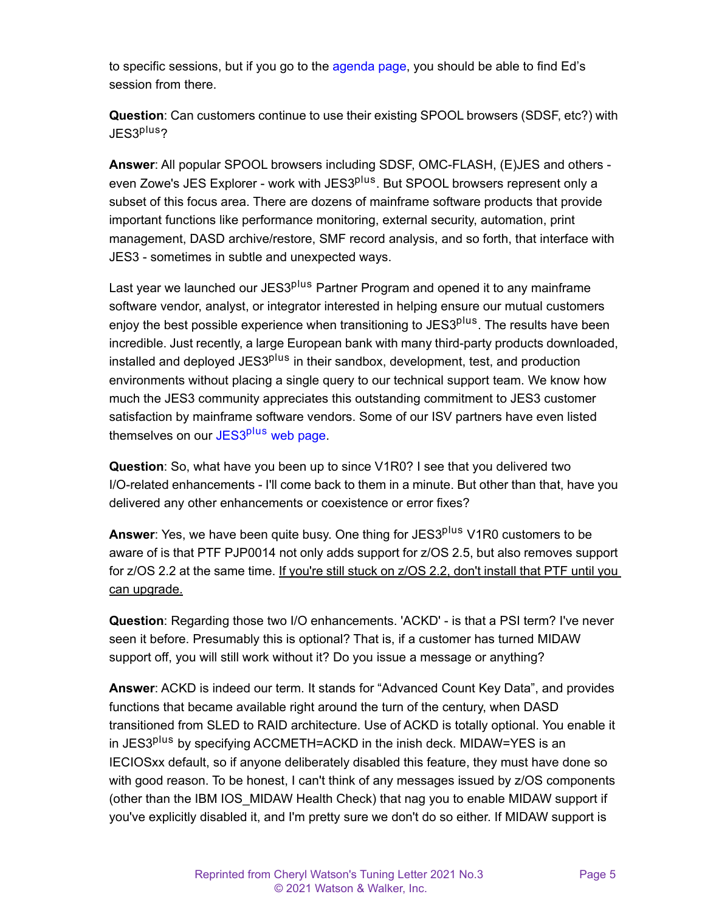to specific sessions, but if you go to the agenda page, you should be able to find Ed's session from there.

**Question**: Can customers continue to use their existing SPOOL browsers (SDSF, etc?) with JES3plus?

**Answer**: All popular SPOOL browsers including SDSF, OMC-FLASH, (E)JES and others - even Zowe's JES Explorer - work with JES3plus. But SPOOL browsers represent only a subset of this focus area. There are dozens of mainframe software products that provide important functions like performance monitoring, external security, automation, print management, DASD archive/restore, SMF record analysis, and so forth, that interface with JES3 - sometimes in subtle and unexpected ways.

Last year we launched our JES3plus Partner Program and opened it to any mainframe software vendor, analyst, or integrator interested in helping ensure our mutual customers enjoy the best possible experience when transitioning to JES3plus. The results have been incredible. Just recently, a large European bank with many third-party products downloaded, installed and deployed JES3plus in their sandbox, development, test, and production environments without placing a single query to our technical support team. We know how much the JES3 community appreciates this outstanding commitment to JES3 customer satisfaction by mainframe software vendors. Some of our ISV partners have even listed themselves on our JES3plus web page.

**Question**: So, what have you been up to since V1R0? I see that you delivered two I/O-related enhancements - I'll come back to them in a minute. But other than that, have you delivered any other enhancements or coexistence or error fixes?

**Answer**: Yes, we have been quite busy. One thing for JES3plus V1R0 customers to be aware of is that PTF PJP0014 not only adds support for z/OS 2.5, but also removes support for z/OS 2.2 at the same time. If you're still stuck on z/OS 2.2, don't install that PTF until you can upgrade.

**Question**: Regarding those two I/O enhancements. 'ACKD' - is that a PSI term? I've never seen it before. Presumably this is optional? That is, if a customer has turned MIDAW support off, you will still work without it? Do you issue a message or anything?

**Answer**: ACKD is indeed our term. It stands for "Advanced Count Key Data", and provides functions that became available right around the turn of the century, when DASD transitioned from SLED to RAID architecture. Use of ACKD is totally optional. You enable it in JES3plus by specifying ACCMETH=ACKD in the inish deck. MIDAW=YES is an IECIOSxx default, so if anyone deliberately disabled this feature, they must have done so with good reason. To be honest, I can't think of any messages issued by z/OS components (other than the IBM IOS_MIDAW Health Check) that nag you to enable MIDAW support if you've explicitly disabled it, and I'm pretty sure we don't do so either. If MIDAW support is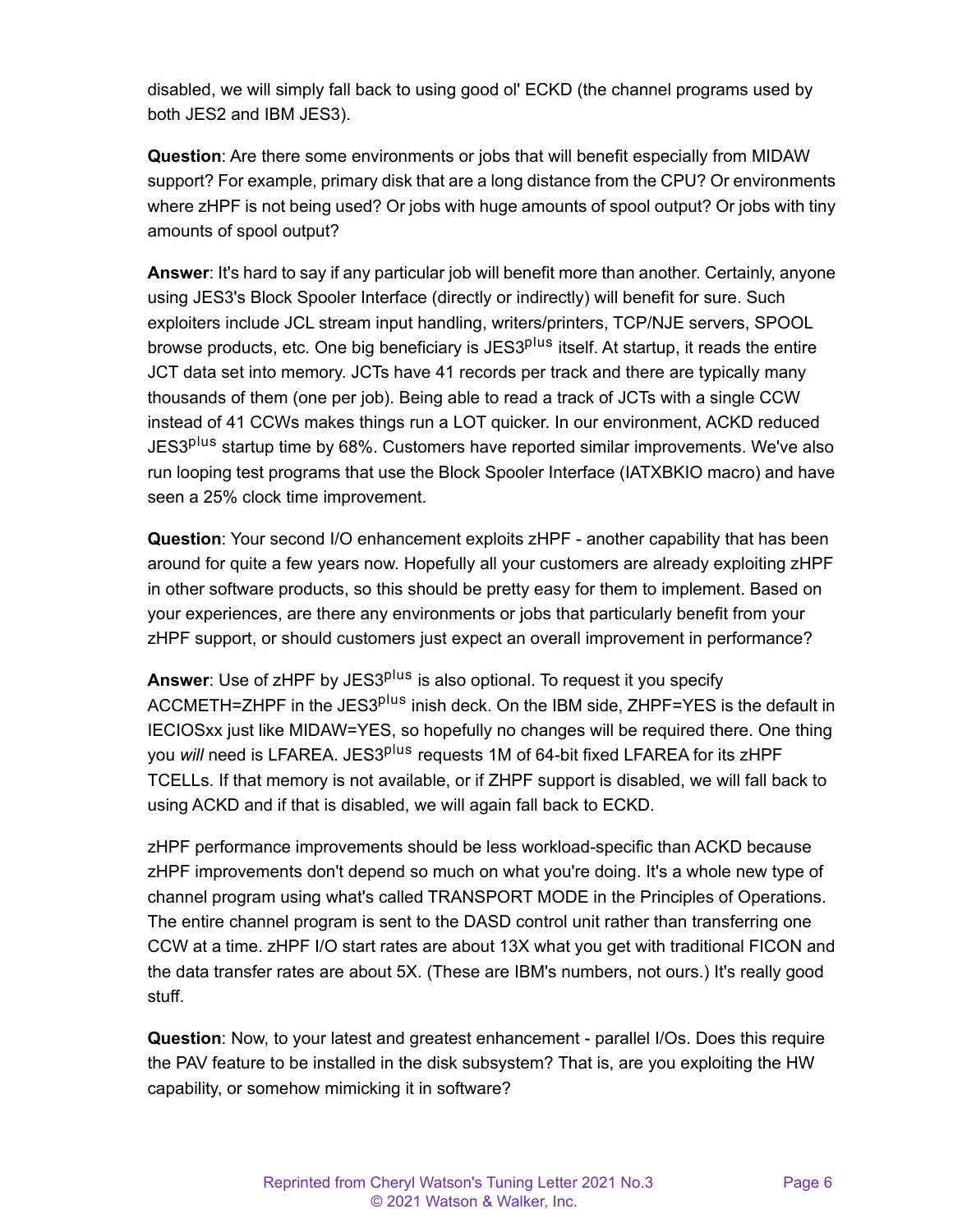disabled, we will simply fall back to using good ol' ECKD (the channel programs used by both JES2 and IBM JES3).

**Question**: Are there some environments or jobs that will benefit especially from MIDAW support? For example, primary disk that are a long distance from the CPU? Or environments where zHPF is not being used? Or jobs with huge amounts of spool output? Or jobs with tiny amounts of spool output?

**Answer**: It's hard to say if any particular job will benefit more than another. Certainly, anyone using JES3's Block Spooler Interface (directly or indirectly) will benefit for sure. Such exploiters include JCL stream input handling, writers/printers, TCP/NJE servers, SPOOL browse products, etc. One big beneficiary is JES3^plus itself. At startup, it reads the entire JCT data set into memory. JCTs have 41 records per track and there are typically many thousands of them (one per job). Being able to read a track of JCTs with a single CCW instead of 41 CCWs makes things run a LOT quicker. In our environment, ACKD reduced JES3^plus startup time by 68%. Customers have reported similar improvements. We've also run looping test programs that use the Block Spooler Interface (IATXBKIO macro) and have seen a 25% clock time improvement.

**Question**: Your second I/O enhancement exploits zHPF - another capability that has been around for quite a few years now. Hopefully all your customers are already exploiting zHPF in other software products, so this should be pretty easy for them to implement. Based on your experiences, are there any environments or jobs that particularly benefit from your zHPF support, or should customers just expect an overall improvement in performance?

**Answer**: Use of zHPF by JES3^plus is also optional. To request it you specify ACCMETH=ZHPF in the JES3^plus inish deck. On the IBM side, ZHPF=YES is the default in IECIOSxx just like MIDAW=YES, so hopefully no changes will be required there. One thing you *will* need is LFAREA. JES3^plus requests 1M of 64-bit fixed LFAREA for its zHPF TCELLs. If that memory is not available, or if ZHPF support is disabled, we will fall back to using ACKD and if that is disabled, we will again fall back to ECKD.

zHPF performance improvements should be less workload-specific than ACKD because zHPF improvements don't depend so much on what you're doing. It's a whole new type of channel program using what's called TRANSPORT MODE in the Principles of Operations. The entire channel program is sent to the DASD control unit rather than transferring one CCW at a time. zHPF I/O start rates are about 13X what you get with traditional FICON and the data transfer rates are about 5X. (These are IBM's numbers, not ours.) It's really good stuff.

**Question**: Now, to your latest and greatest enhancement - parallel I/Os. Does this require the PAV feature to be installed in the disk subsystem? That is, are you exploiting the HW capability, or somehow mimicking it in software?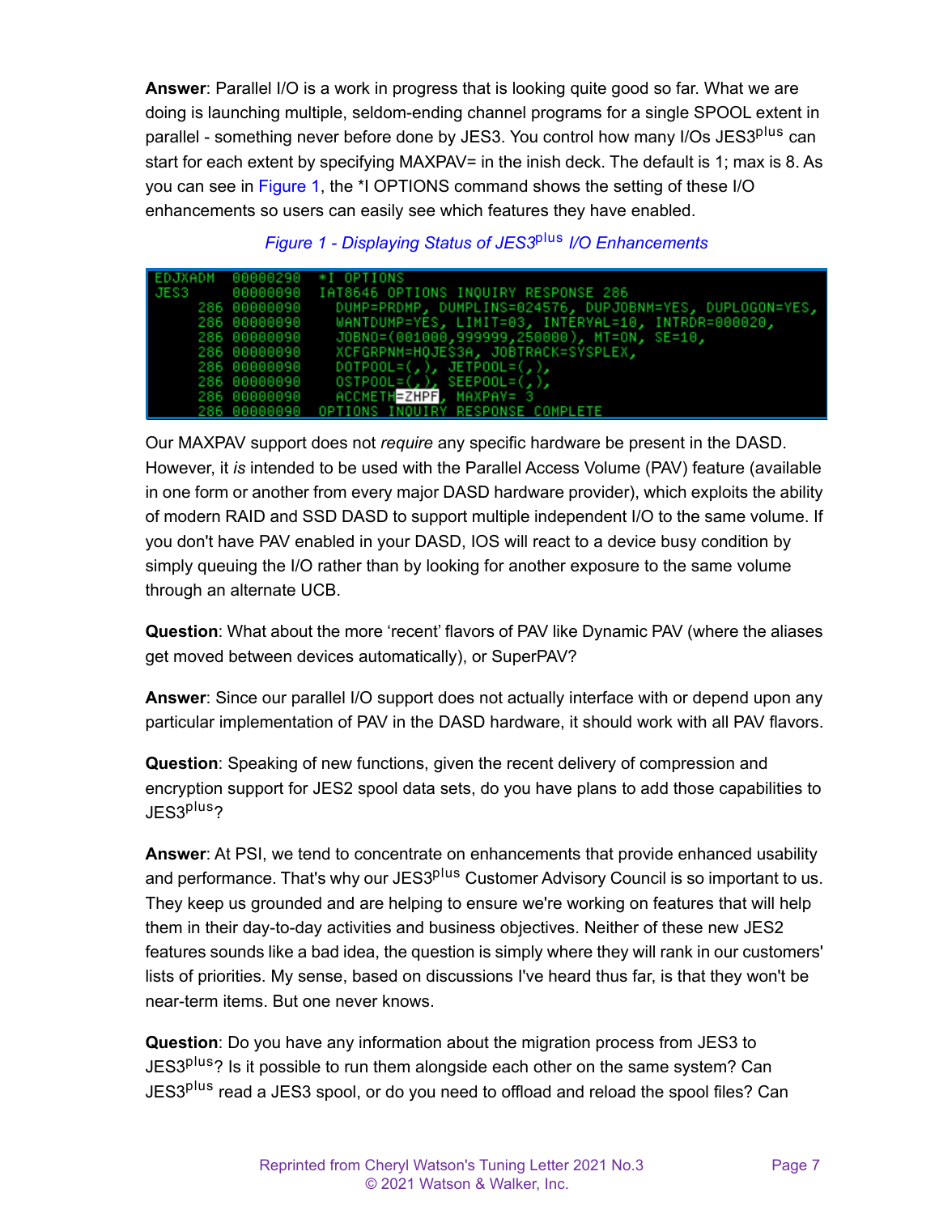**Answer**: Parallel I/O is a work in progress that is looking quite good so far. What we are doing is launching multiple, seldom-ending channel programs for a single SPOOL extent in parallel - something never before done by JES3. You control how many I/Os JES3$^{plus}$ can start for each extent by specifying MAXPAV= in the inish deck. The default is 1; max is 8. As you can see in Figure 1, the *I OPTIONS command shows the setting of these I/O enhancements so users can easily see which features they have enabled.

*Figure 1 - Displaying Status of JES3$^{plus}$ I/O Enhancements*

```
EDJXADM   00000290  *I OPTIONS
JES3      00000090  IAT8646 OPTIONS INQUIRY RESPONSE 286
     286  00000090    DUMP=PRDMP, DUMPLINS=024576, DUPJOBNM=YES, DUPLOGON=YES,
     286  00000090    WANTDUMP=YES, LIMIT=03, INTERVAL=10, INTRDR=000020,
     286  00000090    JOBNO=(001000,999999,250000), MT=ON, SE=10,
     286  00000090    XCFGRPNM=HQJES3A, JOBTRACK=SYSPLEX,
     286  00000090    DOTPOOL=(,), JETPOOL=(,),
     286  00000090    OSTPOOL=(,), SEEPOOL=(,),
     286  00000090    ACCMETH=ZHPF, MAXPAV= 3
     286  00000090  OPTIONS INQUIRY RESPONSE COMPLETE
```

Our MAXPAV support does not *require* any specific hardware be present in the DASD. However, it *is* intended to be used with the Parallel Access Volume (PAV) feature (available in one form or another from every major DASD hardware provider), which exploits the ability of modern RAID and SSD DASD to support multiple independent I/O to the same volume. If you don't have PAV enabled in your DASD, IOS will react to a device busy condition by simply queuing the I/O rather than by looking for another exposure to the same volume through an alternate UCB.

**Question**: What about the more 'recent' flavors of PAV like Dynamic PAV (where the aliases get moved between devices automatically), or SuperPAV?

**Answer**: Since our parallel I/O support does not actually interface with or depend upon any particular implementation of PAV in the DASD hardware, it should work with all PAV flavors.

**Question**: Speaking of new functions, given the recent delivery of compression and encryption support for JES2 spool data sets, do you have plans to add those capabilities to JES3$^{plus}$?

**Answer**: At PSI, we tend to concentrate on enhancements that provide enhanced usability and performance. That's why our JES3$^{plus}$ Customer Advisory Council is so important to us. They keep us grounded and are helping to ensure we're working on features that will help them in their day-to-day activities and business objectives. Neither of these new JES2 features sounds like a bad idea, the question is simply where they will rank in our customers' lists of priorities. My sense, based on discussions I've heard thus far, is that they won't be near-term items. But one never knows.

**Question**: Do you have any information about the migration process from JES3 to JES3$^{plus}$? Is it possible to run them alongside each other on the same system? Can JES3$^{plus}$ read a JES3 spool, or do you need to offload and reload the spool files? Can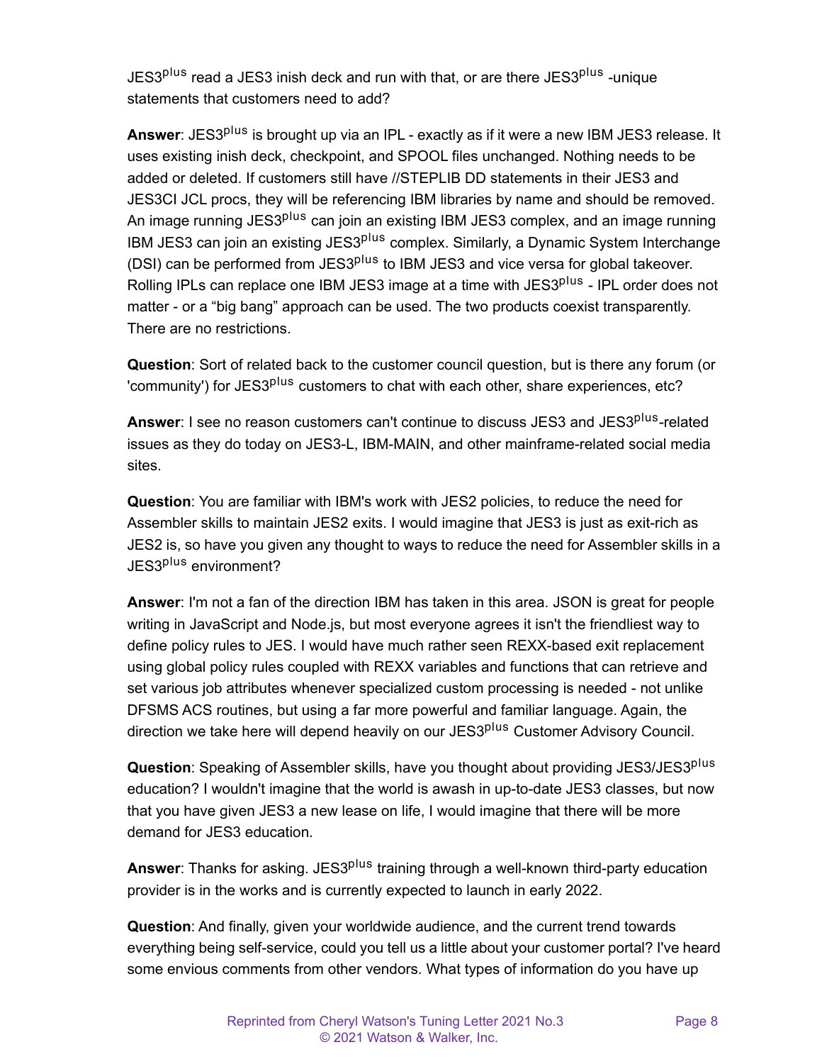JES3plus read a JES3 inish deck and run with that, or are there JES3plus -unique statements that customers need to add?

**Answer**: JES3plus is brought up via an IPL - exactly as if it were a new IBM JES3 release. It uses existing inish deck, checkpoint, and SPOOL files unchanged. Nothing needs to be added or deleted. If customers still have //STEPLIB DD statements in their JES3 and JES3CI JCL procs, they will be referencing IBM libraries by name and should be removed. An image running JES3plus can join an existing IBM JES3 complex, and an image running IBM JES3 can join an existing JES3plus complex. Similarly, a Dynamic System Interchange (DSI) can be performed from JES3plus to IBM JES3 and vice versa for global takeover. Rolling IPLs can replace one IBM JES3 image at a time with JES3plus - IPL order does not matter - or a “big bang” approach can be used. The two products coexist transparently. There are no restrictions.

**Question**: Sort of related back to the customer council question, but is there any forum (or 'community') for JES3plus customers to chat with each other, share experiences, etc?

**Answer**: I see no reason customers can't continue to discuss JES3 and JES3plus-related issues as they do today on JES3-L, IBM-MAIN, and other mainframe-related social media sites.

**Question**: You are familiar with IBM's work with JES2 policies, to reduce the need for Assembler skills to maintain JES2 exits. I would imagine that JES3 is just as exit-rich as JES2 is, so have you given any thought to ways to reduce the need for Assembler skills in a JES3plus environment?

**Answer**: I'm not a fan of the direction IBM has taken in this area. JSON is great for people writing in JavaScript and Node.js, but most everyone agrees it isn't the friendliest way to define policy rules to JES. I would have much rather seen REXX-based exit replacement using global policy rules coupled with REXX variables and functions that can retrieve and set various job attributes whenever specialized custom processing is needed - not unlike DFSMS ACS routines, but using a far more powerful and familiar language. Again, the direction we take here will depend heavily on our JES3plus Customer Advisory Council.

**Question**: Speaking of Assembler skills, have you thought about providing JES3/JES3plus education? I wouldn't imagine that the world is awash in up-to-date JES3 classes, but now that you have given JES3 a new lease on life, I would imagine that there will be more demand for JES3 education.

**Answer**: Thanks for asking. JES3plus training through a well-known third-party education provider is in the works and is currently expected to launch in early 2022.

**Question**: And finally, given your worldwide audience, and the current trend towards everything being self-service, could you tell us a little about your customer portal? I've heard some envious comments from other vendors. What types of information do you have up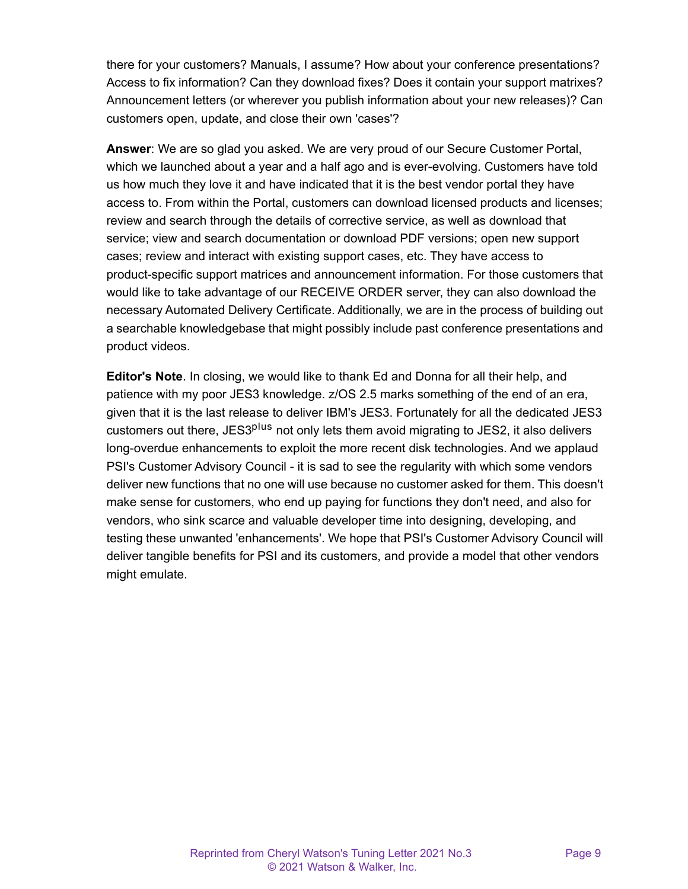there for your customers? Manuals, I assume? How about your conference presentations? Access to fix information? Can they download fixes? Does it contain your support matrixes? Announcement letters (or wherever you publish information about your new releases)? Can customers open, update, and close their own 'cases'?

**Answer**: We are so glad you asked. We are very proud of our Secure Customer Portal, which we launched about a year and a half ago and is ever-evolving. Customers have told us how much they love it and have indicated that it is the best vendor portal they have access to. From within the Portal, customers can download licensed products and licenses; review and search through the details of corrective service, as well as download that service; view and search documentation or download PDF versions; open new support cases; review and interact with existing support cases, etc. They have access to product-specific support matrices and announcement information. For those customers that would like to take advantage of our RECEIVE ORDER server, they can also download the necessary Automated Delivery Certificate. Additionally, we are in the process of building out a searchable knowledgebase that might possibly include past conference presentations and product videos.

**Editor's Note**. In closing, we would like to thank Ed and Donna for all their help, and patience with my poor JES3 knowledge. z/OS 2.5 marks something of the end of an era, given that it is the last release to deliver IBM's JES3. Fortunately for all the dedicated JES3 customers out there, JES3plus not only lets them avoid migrating to JES2, it also delivers long-overdue enhancements to exploit the more recent disk technologies. And we applaud PSI's Customer Advisory Council - it is sad to see the regularity with which some vendors deliver new functions that no one will use because no customer asked for them. This doesn't make sense for customers, who end up paying for functions they don't need, and also for vendors, who sink scarce and valuable developer time into designing, developing, and testing these unwanted 'enhancements'. We hope that PSI's Customer Advisory Council will deliver tangible benefits for PSI and its customers, and provide a model that other vendors might emulate.